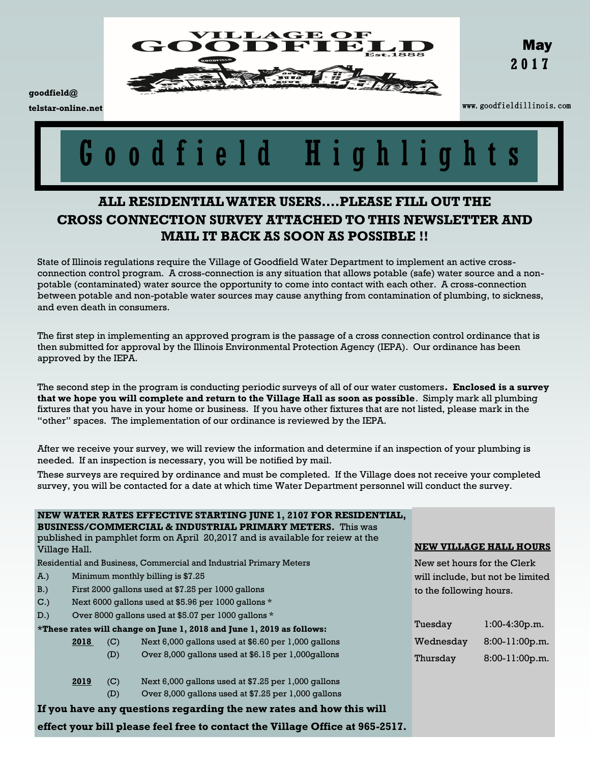VILLAGE OF GOODFIELD Est.1888

goodfield@telstar-online.net

**May 2017**

www.goodfieldillinois.com

# Goodfield Highlights

## ALL RESIDENTIAL WATER USERS....PLEASE FILL OUT THE CROSS CONNECTION SURVEY ATTACHED TO THIS NEWSLETTER AND MAIL IT BACK AS SOON AS POSSIBLE !!

State of Illinois regulations require the Village of Goodfield Water Department to implement an active cross-connection control program. A cross-connection is any situation that allows potable (safe) water source and a non-potable (contaminated) water source the opportunity to come into contact with each other. A cross-connection between potable and non-potable water sources may cause anything from contamination of plumbing, to sickness, and even death in consumers.

The first step in implementing an approved program is the passage of a cross connection control ordinance that is then submitted for approval by the Illinois Environmental Protection Agency (IEPA). Our ordinance has been approved by the IEPA.

The second step in the program is conducting periodic surveys of all of our water customers**. Enclosed is a survey that we hope you will complete and return to the Village Hall as soon as possible**. Simply mark all plumbing fixtures that you have in your home or business. If you have other fixtures that are not listed, please mark in the "other" spaces. The implementation of our ordinance is reviewed by the IEPA.

After we receive your survey, we will review the information and determine if an inspection of your plumbing is needed. If an inspection is necessary, you will be notified by mail.

These surveys are required by ordinance and must be completed. If the Village does not receive your completed survey, you will be contacted for a date at which time Water Department personnel will conduct the survey.

**NEW WATER RATES EFFECTIVE STARTING JUNE 1, 2107 FOR RESIDENTIAL, BUSINESS/COMMERCIAL & INDUSTRIAL PRIMARY METERS.** This was published in pamphlet form on April 20,2017 and is available for reiew at the Village Hall.

Residential and Business, Commercial and Industrial Primary Meters

A.) Minimum monthly billing is $7.25

B.) First 2000 gallons used at $7.25 per 1000 gallons

C.) Next 6000 gallons used at $5.96 per 1000 gallons *

D.) Over 8000 gallons used at $5.07 per 1000 gallons *

**\*These rates will change on June 1, 2018 and June 1, 2019 as follows:**

**2018** (C) Next 6,000 gallons used at $6.60 per 1,000 gallons
(D) Over 8,000 gallons used at $6.15 per 1,000gallons

**2019** (C) Next 6,000 gallons used at $7.25 per 1,000 gallons
(D) Over 8,000 gallons used at $7.25 per 1,000 gallons

**If you have any questions regarding the new rates and how this will effect your bill please feel free to contact the Village Office at 965-2517.**

**NEW VILLAGE HALL HOURS**

New set hours for the Clerk will include, but not be limited to the following hours.

| | |
|---|---|
| Tuesday | 1:00-4:30p.m. |
| Wednesday | 8:00-11:00p.m. |
| Thursday | 8:00-11:00p.m. |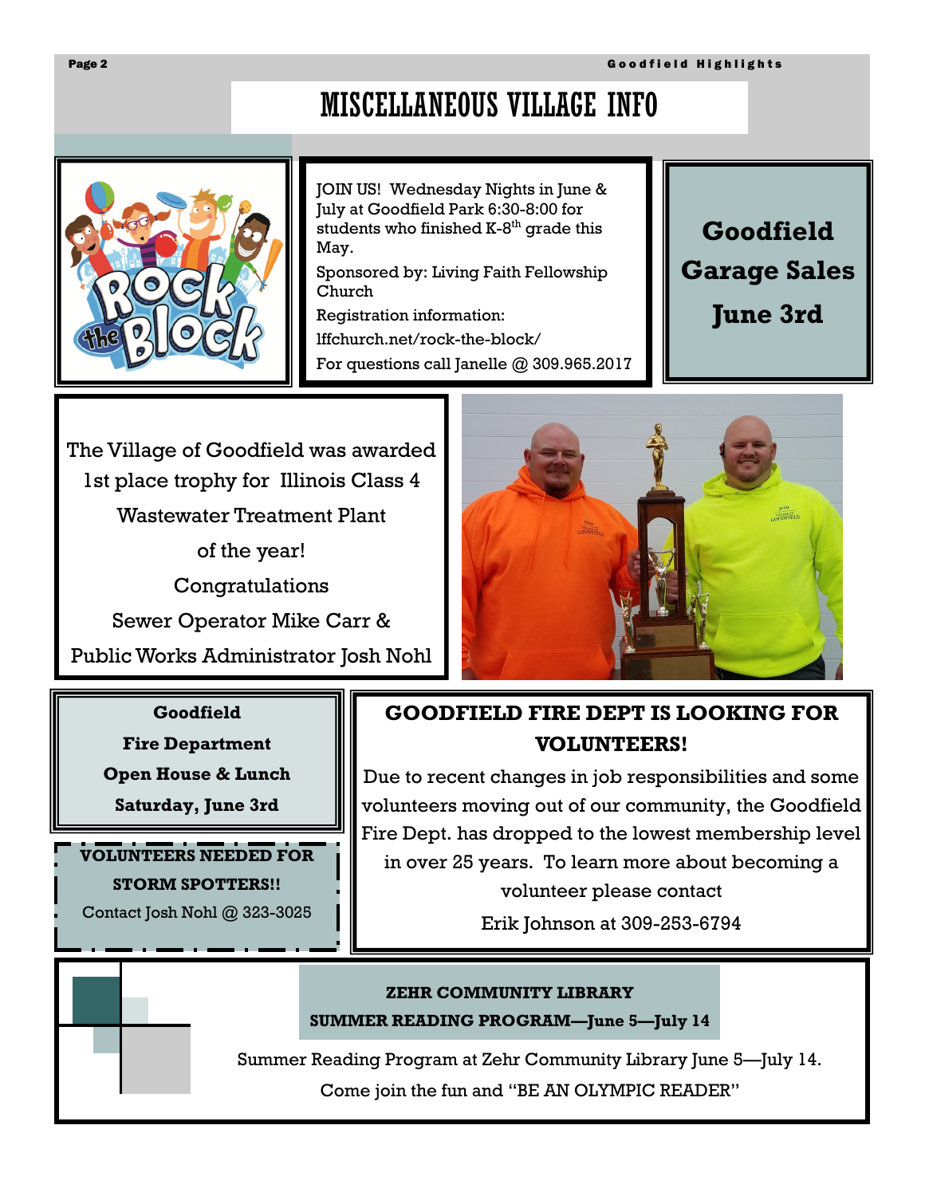# MISCELLANEOUS VILLAGE INFO

JOIN US! Wednesday Nights in June & July at Goodfield Park 6:30-8:00 for students who finished K-8th grade this May.

Sponsored by: Living Faith Fellowship Church

Registration information: lffchurch.net/rock-the-block/

For questions call Janelle @ 309.965.2017

**Goodfield Garage Sales June 3rd**

The Village of Goodfield was awarded 1st place trophy for Illinois Class 4 Wastewater Treatment Plant of the year!

Congratulations Sewer Operator Mike Carr & Public Works Administrator Josh Nohl

**Goodfield Fire Department Open House & Lunch Saturday, June 3rd**

**VOLUNTEERS NEEDED FOR STORM SPOTTERS!!**

Contact Josh Nohl @ 323-3025

## GOODFIELD FIRE DEPT IS LOOKING FOR VOLUNTEERS!

Due to recent changes in job responsibilities and some volunteers moving out of our community, the Goodfield Fire Dept. has dropped to the lowest membership level in over 25 years. To learn more about becoming a volunteer please contact Erik Johnson at 309-253-6794

**ZEHR COMMUNITY LIBRARY SUMMER READING PROGRAM—June 5—July 14**

Summer Reading Program at Zehr Community Library June 5—July 14. Come join the fun and "BE AN OLYMPIC READER"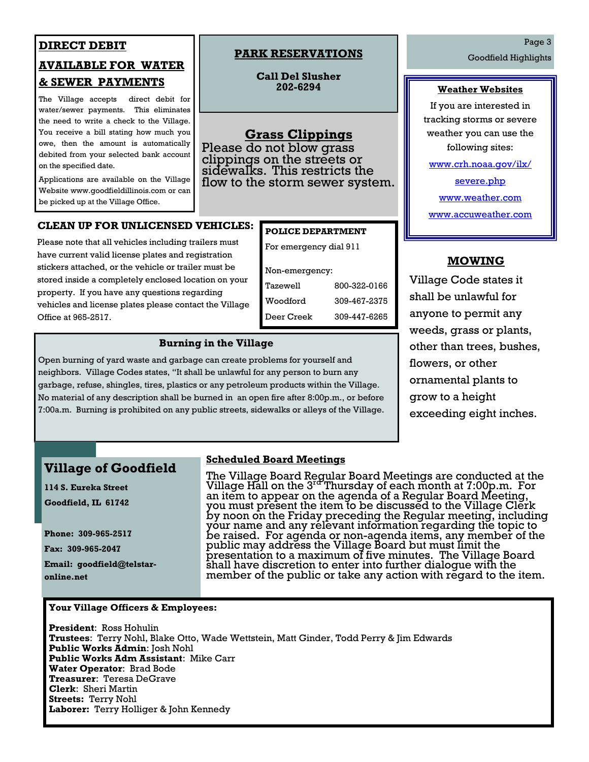## DIRECT DEBIT AVAILABLE FOR WATER & SEWER PAYMENTS

The Village accepts direct debit for water/sewer payments. This eliminates the need to write a check to the Village. You receive a bill stating how much you owe, then the amount is automatically debited from your selected bank account on the specified date.

Applications are available on the Village Website www.goodfieldillinois.com or can be picked up at the Village Office.

## PARK RESERVATIONS

**Call Del Slusher**
**202-6294**

## Grass Clippings

Please do not blow grass clippings on the streets or sidewalks. This restricts the flow to the storm sewer system.

### Weather Websites

If you are interested in tracking storms or severe weather you can use the following sites:

www.crh.noaa.gov/ilx/severe.php

www.weather.com

www.accuweather.com

## CLEAN UP FOR UNLICENSED VEHICLES:

Please note that all vehicles including trailers must have current valid license plates and registration stickers attached, or the vehicle or trailer must be stored inside a completely enclosed location on your property. If you have any questions regarding vehicles and license plates please contact the Village Office at 965-2517.

### POLICE DEPARTMENT

For emergency dial 911

Non-emergency:

| | |
|---|---|
| Tazewell | 800-322-0166 |
| Woodford | 309-467-2375 |
| Deer Creek | 309-447-6265 |

## MOWING

Village Code states it shall be unlawful for anyone to permit any weeds, grass or plants, other than trees, bushes, flowers, or other ornamental plants to grow to a height exceeding eight inches.

### Burning in the Village

Open burning of yard waste and garbage can create problems for yourself and neighbors. Village Codes states, "It shall be unlawful for any person to burn any garbage, refuse, shingles, tires, plastics or any petroleum products within the Village. No material of any description shall be burned in an open fire after 8:00p.m., or before 7:00a.m. Burning is prohibited on any public streets, sidewalks or alleys of the Village.

## Village of Goodfield

**114 S. Eureka Street**
**Goodfield, IL 61742**

**Phone: 309-965-2517**
**Fax: 309-965-2047**
**Email: goodfield@telstar-online.net**

### Scheduled Board Meetings

The Village Board Regular Board Meetings are conducted at the Village Hall on the 3rd Thursday of each month at 7:00p.m. For an item to appear on the agenda of a Regular Board Meeting, you must present the item to be discussed to the Village Clerk by noon on the Friday preceding the Regular meeting, including your name and any relevant information regarding the topic to be raised. For agenda or non-agenda items, any member of the public may address the Village Board but must limit the presentation to a maximum of five minutes. The Village Board shall have discretion to enter into further dialogue with the member of the public or take any action with regard to the item.

### Your Village Officers & Employees:

**President**: Ross Hohulin
**Trustees**: Terry Nohl, Blake Otto, Wade Wettstein, Matt Ginder, Todd Perry & Jim Edwards
**Public Works Admin**: Josh Nohl
**Public Works Adm Assistant**: Mike Carr
**Water Operator**: Brad Bode
**Treasurer**: Teresa DeGrave
**Clerk**: Sheri Martin
**Streets:** Terry Nohl
**Laborer:** Terry Holliger & John Kennedy